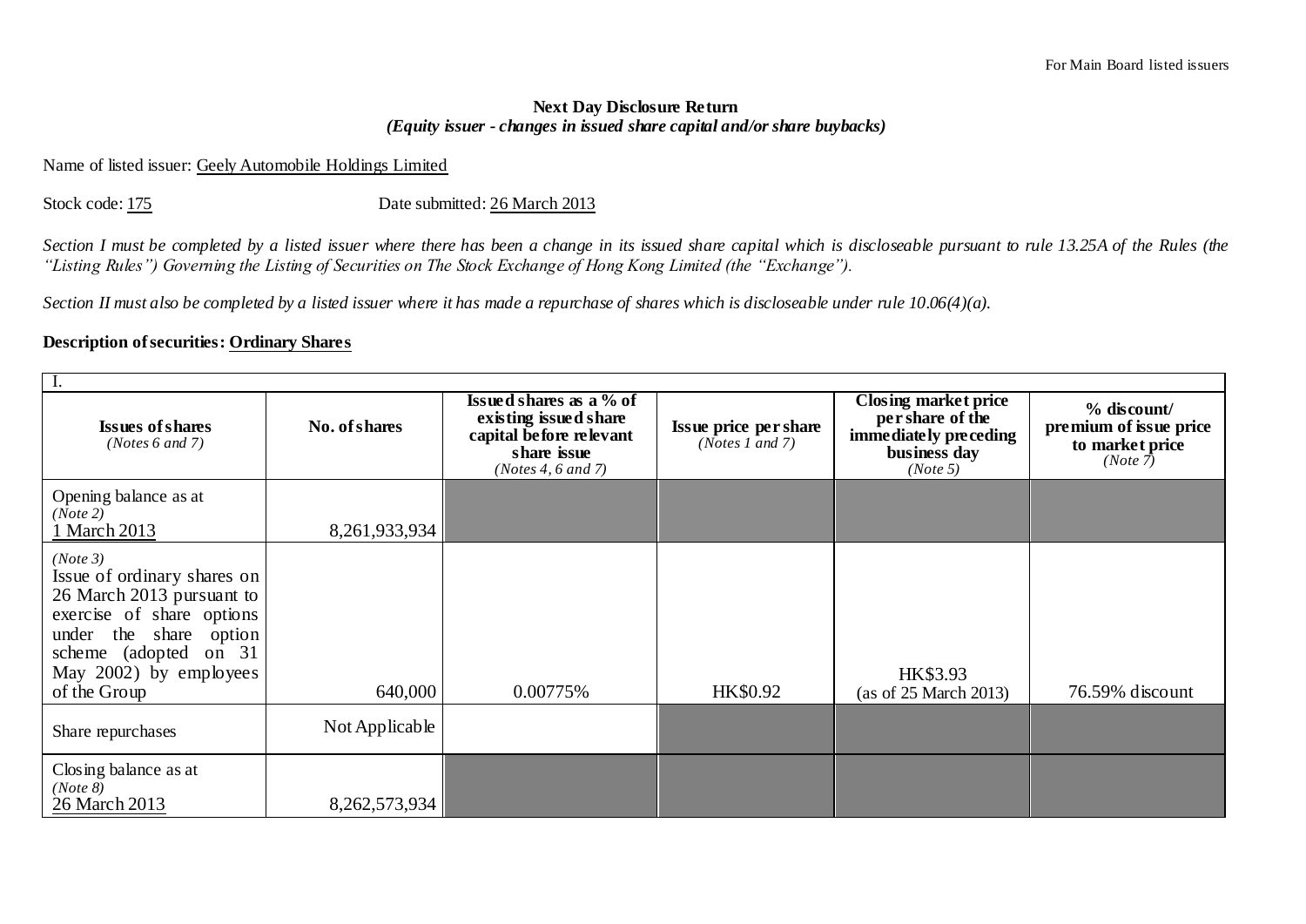For Main Board listed issuers

**Next Day Disclosure Return**
***(Equity issuer - changes in issued share capital and/or share buybacks)***

Name of listed issuer: Geely Automobile Holdings Limited

Stock code: 175 Date submitted: 26 March 2013

*Section I must be completed by a listed issuer where there has been a change in its issued share capital which is discloseable pursuant to rule 13.25A of the Rules (the "Listing Rules") Governing the Listing of Securities on The Stock Exchange of Hong Kong Limited (the "Exchange").*

*Section II must also be completed by a listed issuer where it has made a repurchase of shares which is discloseable under rule 10.06(4)(a).*

**Description of securities: Ordinary Shares**

| I. | | | | | |
|---|---|---|---|---|---|
| **Issues of shares** *(Notes 6 and 7)* | **No. of shares** | **Issued shares as a % of existing issued share capital before relevant share issue** *(Notes 4, 6 and 7)* | **Issue price per share** *(Notes 1 and 7)* | **Closing market price per share of the immediately preceding business day** *(Note 5)* | **% discount/ premium of issue price to market price** *(Note 7)* |
| Opening balance as at *(Note 2)* 1 March 2013 | 8,261,933,934 | | | | |
| *(Note 3)* Issue of ordinary shares on 26 March 2013 pursuant to exercise of share options under the share option scheme (adopted on 31 May 2002) by employees of the Group | 640,000 | 0.00775% | HK$0.92 | HK$3.93 (as of 25 March 2013) | 76.59% discount |
| Share repurchases | Not Applicable | | | | |
| Closing balance as at *(Note 8)* 26 March 2013 | 8,262,573,934 | | | | |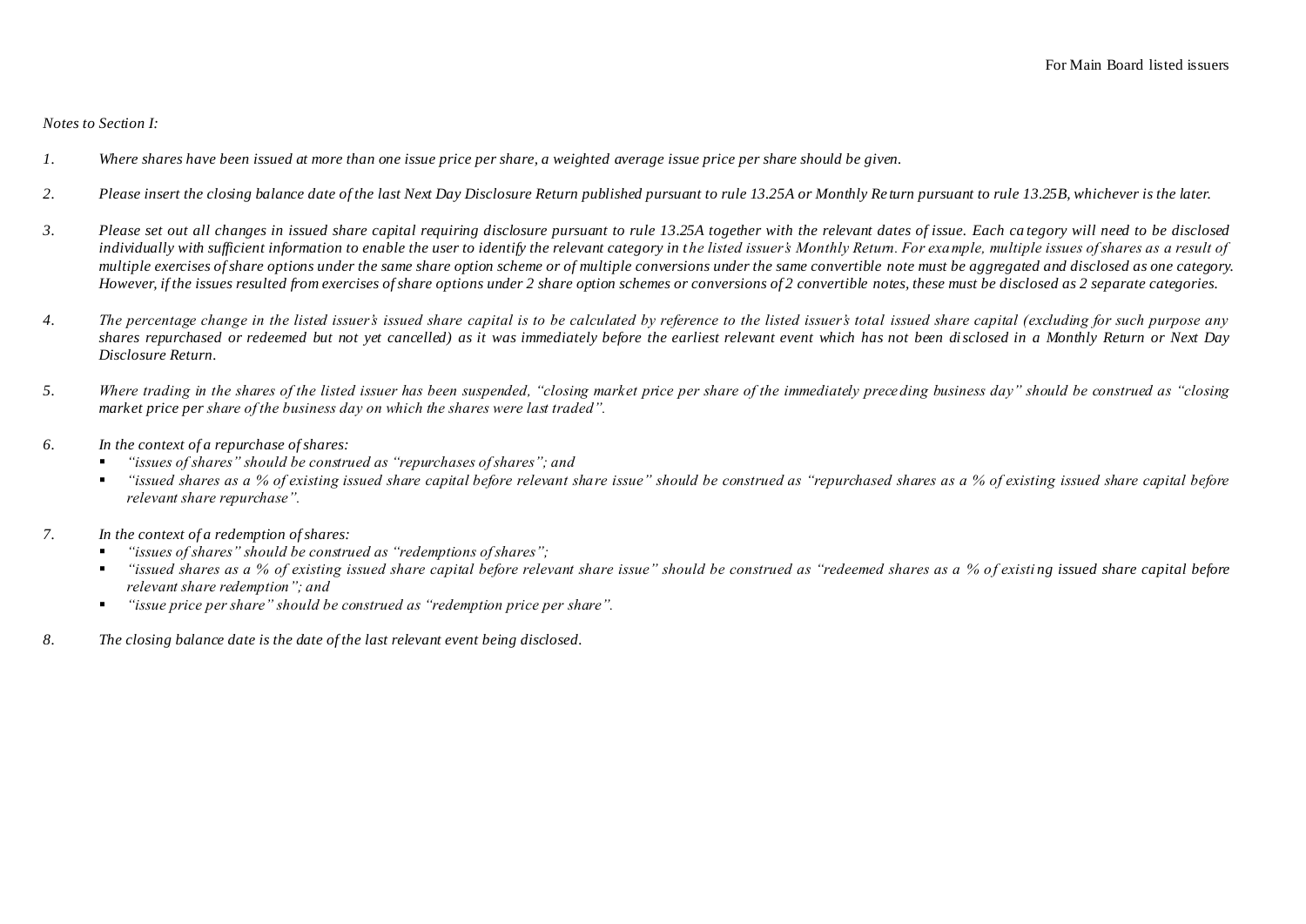*Notes to Section I:*

1. *Where shares have been issued at more than one issue price per share, a weighted average issue price per share should be given.*

2. *Please insert the closing balance date of the last Next Day Disclosure Return published pursuant to rule 13.25A or Monthly Return pursuant to rule 13.25B, whichever is the later.*

3. *Please set out all changes in issued share capital requiring disclosure pursuant to rule 13.25A together with the relevant dates of issue. Each category will need to be disclosed individually with sufficient information to enable the user to identify the relevant category in the listed issuer's Monthly Return. For example, multiple issues of shares as a result of multiple exercises of share options under the same share option scheme or of multiple conversions under the same convertible note must be aggregated and disclosed as one category. However, if the issues resulted from exercises of share options under 2 share option schemes or conversions of 2 convertible notes, these must be disclosed as 2 separate categories.*

4. *The percentage change in the listed issuer's issued share capital is to be calculated by reference to the listed issuer's total issued share capital (excluding for such purpose any shares repurchased or redeemed but not yet cancelled) as it was immediately before the earliest relevant event which has not been disclosed in a Monthly Return or Next Day Disclosure Return.*

5. *Where trading in the shares of the listed issuer has been suspended, "closing market price per share of the immediately preceding business day" should be construed as "closing market price per share of the business day on which the shares were last traded".*

6. *In the context of a repurchase of shares:*
   - *"issues of shares" should be construed as "repurchases of shares"; and*
   - *"issued shares as a % of existing issued share capital before relevant share issue" should be construed as "repurchased shares as a % of existing issued share capital before relevant share repurchase".*

7. *In the context of a redemption of shares:*
   - *"issues of shares" should be construed as "redemptions of shares";*
   - *"issued shares as a % of existing issued share capital before relevant share issue" should be construed as "redeemed shares as a % of existing issued share capital before relevant share redemption"; and*
   - *"issue price per share" should be construed as "redemption price per share".*

8. *The closing balance date is the date of the last relevant event being disclosed.*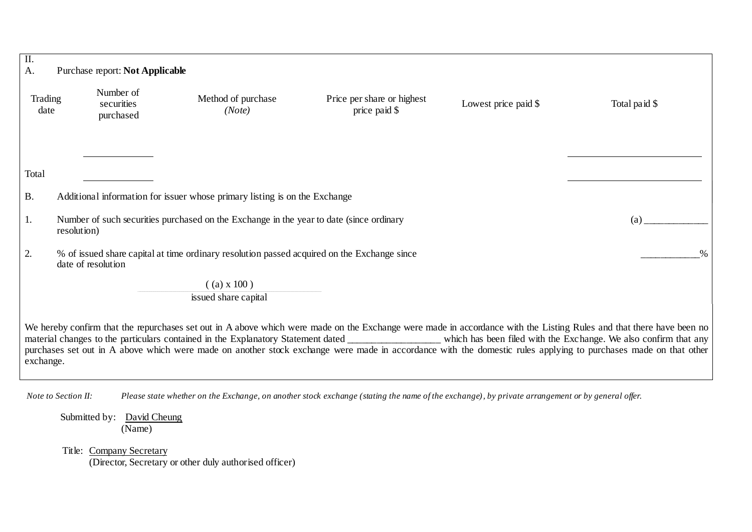II.

A. Purchase report: **Not Applicable**

| Trading date | Number of securities purchased | Method of purchase *(Note)* | Price per share or highest price paid $ | Lowest price paid $ | Total paid $ |
|---|---|---|---|---|---|
| | | | | | |
| Total | | | | | |

B. Additional information for issuer whose primary listing is on the Exchange

1. Number of such securities purchased on the Exchange in the year to date (since ordinary resolution) (a) ____________

2. % of issued share capital at time ordinary resolution passed acquired on the Exchange since date of resolution ___________%

$$\frac{(\,(a) \times 100\,)}{\text{issued share capital}}$$

We hereby confirm that the repurchases set out in A above which were made on the Exchange were made in accordance with the Listing Rules and that there have been no material changes to the particulars contained in the Explanatory Statement dated _________________ which has been filed with the Exchange. We also confirm that any purchases set out in A above which were made on another stock exchange were made in accordance with the domestic rules applying to purchases made on that other exchange.

*Note to Section II: Please state whether on the Exchange, on another stock exchange (stating the name of the exchange), by private arrangement or by general offer.*

Submitted by: David Cheung
(Name)

Title: Company Secretary
(Director, Secretary or other duly authorised officer)